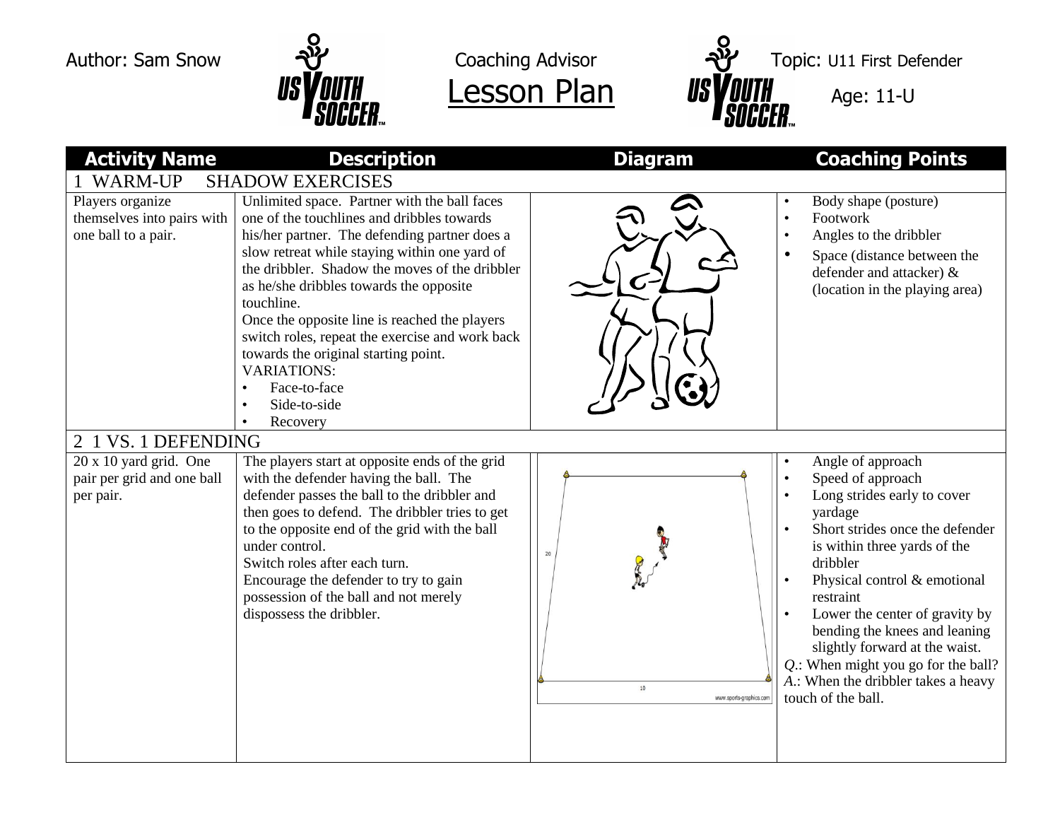Author: Sam Snow | Coaching Advisor | Topic: U11 First Defender

# Lesson Plan

Age: 11-U

| Activity Name | Description | Diagram | Coaching Points |
|---|---|---|---|
| **1 WARM-UP SHADOW EXERCISES** | | | |
| Players organize themselves into pairs with one ball to a pair. | Unlimited space. Partner with the ball faces one of the touchlines and dribbles towards his/her partner. The defending partner does a slow retreat while staying within one yard of the dribbler. Shadow the moves of the dribbler as he/she dribbles towards the opposite touchline.<br>Once the opposite line is reached the players switch roles, repeat the exercise and work back towards the original starting point.<br>VARIATIONS:<br>• Face-to-face<br>• Side-to-side<br>• Recovery | | • Body shape (posture)<br>• Footwork<br>• Angles to the dribbler<br>• Space (distance between the defender and attacker) & (location in the playing area) |
| **2 1 VS. 1 DEFENDING** | | | |
| 20 x 10 yard grid. One pair per grid and one ball per pair. | The players start at opposite ends of the grid with the defender having the ball. The defender passes the ball to the dribbler and then goes to defend. The dribbler tries to get to the opposite end of the grid with the ball under control.<br>Switch roles after each turn.<br>Encourage the defender to try to gain possession of the ball and not merely dispossess the dribbler. | 20<br>10<br>www.sports-graphics.com | • Angle of approach<br>• Speed of approach<br>• Long strides early to cover yardage<br>• Short strides once the defender is within three yards of the dribbler<br>• Physical control & emotional restraint<br>• Lower the center of gravity by bending the knees and leaning slightly forward at the waist.<br>*Q.*: When might you go for the ball?<br>*A.*: When the dribbler takes a heavy touch of the ball. |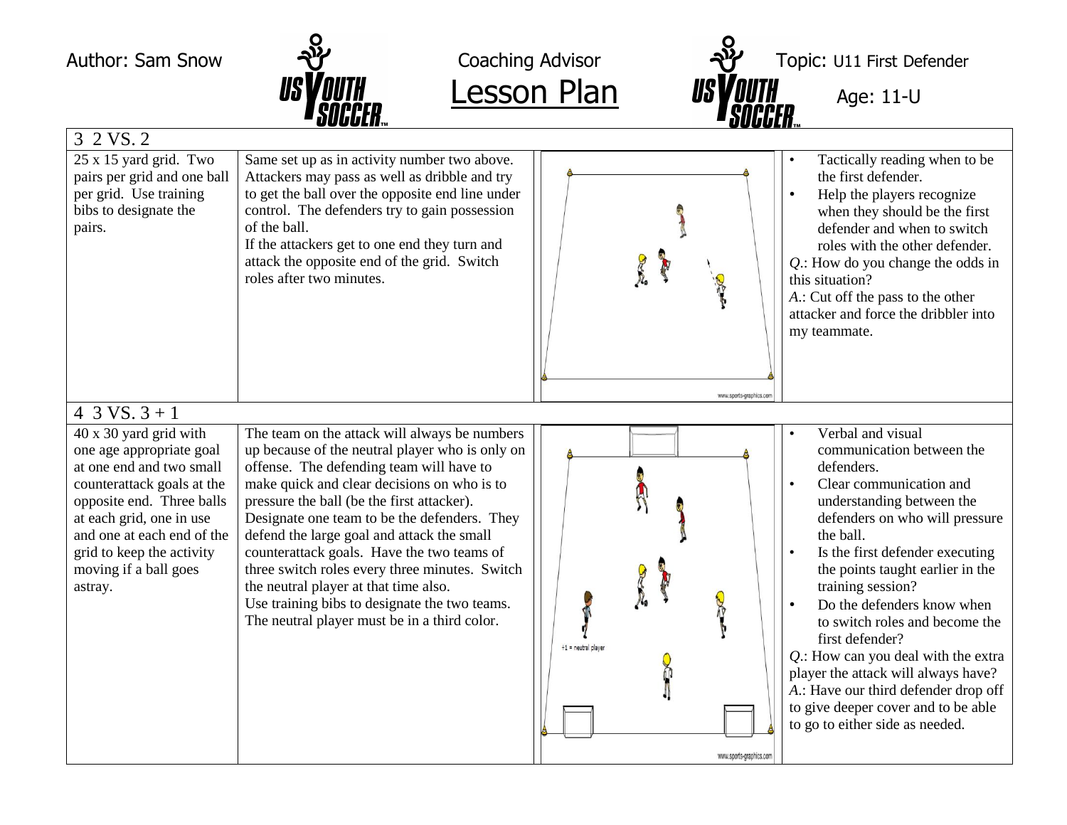Author: Sam Snow — Coaching Advisor — **Lesson Plan** — Topic: U11 First Defender — Age: 11-U

## 3 2 VS. 2

| Setup | Description | Diagram | Coaching Points |
| --- | --- | --- | --- |
| 25 x 15 yard grid. Two pairs per grid and one ball per grid. Use training bibs to designate the pairs. | Same set up as in activity number two above. Attackers may pass as well as dribble and try to get the ball over the opposite end line under control. The defenders try to gain possession of the ball.<br>If the attackers get to one end they turn and attack the opposite end of the grid. Switch roles after two minutes. | www.sports-graphics.com | • Tactically reading when to be the first defender.<br>• Help the players recognize when they should be the first defender and when to switch roles with the other defender.<br>*Q.*: How do you change the odds in this situation?<br>*A.*: Cut off the pass to the other attacker and force the dribbler into my teammate. |

## 4 3 VS. 3 + 1

| Setup | Description | Diagram | Coaching Points |
| --- | --- | --- | --- |
| 40 x 30 yard grid with one age appropriate goal at one end and two small counterattack goals at the opposite end. Three balls at each grid, one in use and one at each end of the grid to keep the activity moving if a ball goes astray. | The team on the attack will always be numbers up because of the neutral player who is only on offense. The defending team will have to make quick and clear decisions on who is to pressure the ball (be the first attacker).<br>Designate one team to be the defenders. They defend the large goal and attack the small counterattack goals. Have the two teams of three switch roles every three minutes. Switch the neutral player at that time also.<br>Use training bibs to designate the two teams. The neutral player must be in a third color. | +1 = neutral player<br>www.sports-graphics.com | • Verbal and visual communication between the defenders.<br>• Clear communication and understanding between the defenders on who will pressure the ball.<br>• Is the first defender executing the points taught earlier in the training session?<br>• Do the defenders know when to switch roles and become the first defender?<br>*Q.*: How can you deal with the extra player the attack will always have?<br>*A.*: Have our third defender drop off to give deeper cover and to be able to go to either side as needed. |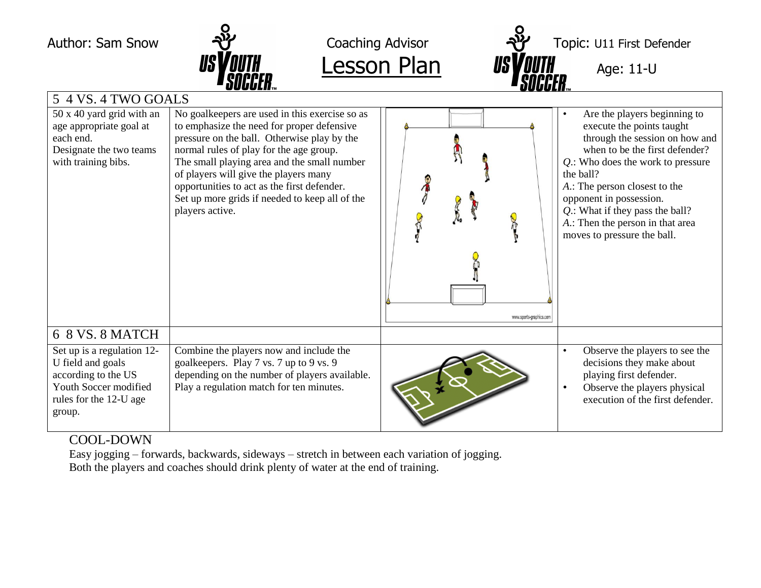Author: Sam Snow | Coaching Advisor **Lesson Plan** | Topic: U11 First Defender | Age: 11-U

| 5 4 VS. 4 TWO GOALS | | | |
|---|---|---|---|
| 50 x 40 yard grid with an age appropriate goal at each end. Designate the two teams with training bibs. | No goalkeepers are used in this exercise so as to emphasize the need for proper defensive pressure on the ball. Otherwise play by the normal rules of play for the age group. The small playing area and the small number of players will give the players many opportunities to act as the first defender. Set up more grids if needed to keep all of the players active. | www.sports-graphics.com | • Are the players beginning to execute the points taught through the session on how and when to be the first defender? *Q.*: Who does the work to pressure the ball? *A.*: The person closest to the opponent in possession. *Q.*: What if they pass the ball? *A.*: Then the person in that area moves to pressure the ball. |
| **6 8 VS. 8 MATCH** | | | |
| Set up is a regulation 12-U field and goals according to the US Youth Soccer modified rules for the 12-U age group. | Combine the players now and include the goalkeepers. Play 7 vs. 7 up to 9 vs. 9 depending on the number of players available. Play a regulation match for ten minutes. | | • Observe the players to see the decisions they make about playing first defender. • Observe the players physical execution of the first defender. |

COOL-DOWN

Easy jogging – forwards, backwards, sideways – stretch in between each variation of jogging.
Both the players and coaches should drink plenty of water at the end of training.